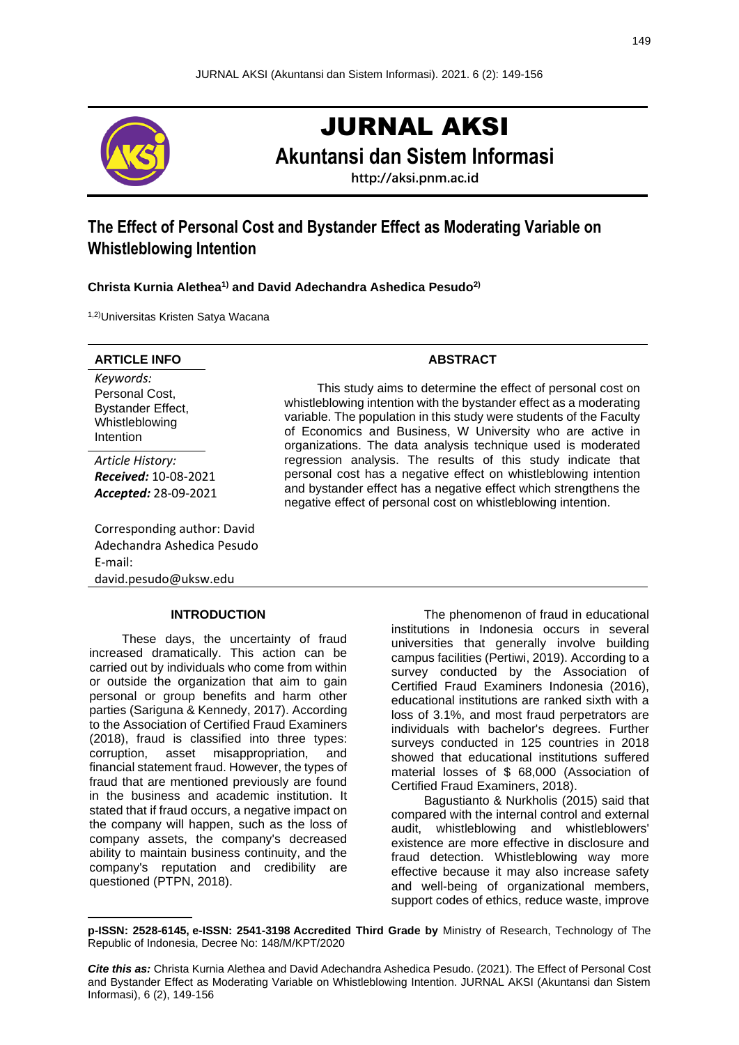# JURNAL AKSI

## Akuntansi dan Sistem Informasi

http://aksi.pnm.ac.id

# The Effect of Personal Cost and Bystander Effect as Moderating Variable on Whistleblowing Intention

**Christa Kurnia Alethea[1)] and David Adechandra Ashedica Pesudo[2)]**

[1,2)]Universitas Kristen Satya Wacana

**ARTICLE INFO**

*Keywords:*
Personal Cost,
Bystander Effect,
Whistleblowing Intention

*Article History:*
***Received:*** 10-08-2021
***Accepted:*** 28-09-2021

Corresponding author: David Adechandra Ashedica Pesudo
E-mail:
david.pesudo@uksw.edu

**ABSTRACT**

This study aims to determine the effect of personal cost on whistleblowing intention with the bystander effect as a moderating variable. The population in this study were students of the Faculty of Economics and Business, W University who are active in organizations. The data analysis technique used is moderated regression analysis. The results of this study indicate that personal cost has a negative effect on whistleblowing intention and bystander effect has a negative effect which strengthens the negative effect of personal cost on whistleblowing intention.

## INTRODUCTION

These days, the uncertainty of fraud increased dramatically. This action can be carried out by individuals who come from within or outside the organization that aim to gain personal or group benefits and harm other parties (Sariguna & Kennedy, 2017). According to the Association of Certified Fraud Examiners (2018), fraud is classified into three types: corruption, asset misappropriation, and financial statement fraud. However, the types of fraud that are mentioned previously are found in the business and academic institution. It stated that if fraud occurs, a negative impact on the company will happen, such as the loss of company assets, the company's decreased ability to maintain business continuity, and the company's reputation and credibility are questioned (PTPN, 2018).

The phenomenon of fraud in educational institutions in Indonesia occurs in several universities that generally involve building campus facilities (Pertiwi, 2019). According to a survey conducted by the Association of Certified Fraud Examiners Indonesia (2016), educational institutions are ranked sixth with a loss of 3.1%, and most fraud perpetrators are individuals with bachelor's degrees. Further surveys conducted in 125 countries in 2018 showed that educational institutions suffered material losses of $ 68,000 (Association of Certified Fraud Examiners, 2018).

Bagustianto & Nurkholis (2015) said that compared with the internal control and external audit, whistleblowing and whistleblowers' existence are more effective in disclosure and fraud detection. Whistleblowing way more effective because it may also increase safety and well-being of organizational members, support codes of ethics, reduce waste, improve

**p-ISSN: 2528-6145, e-ISSN: 2541-3198 Accredited Third Grade by** Ministry of Research, Technology of The Republic of Indonesia, Decree No: 148/M/KPT/2020

***Cite this as:*** Christa Kurnia Alethea and David Adechandra Ashedica Pesudo. (2021). The Effect of Personal Cost and Bystander Effect as Moderating Variable on Whistleblowing Intention. JURNAL AKSI (Akuntansi dan Sistem Informasi), 6 (2), 149-156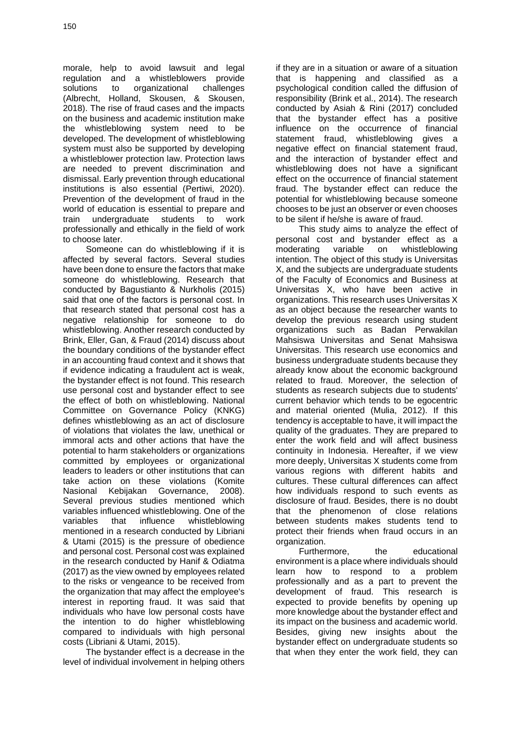morale, help to avoid lawsuit and legal regulation and a whistleblowers provide solutions to organizational challenges (Albrecht, Holland, Skousen, & Skousen, 2018). The rise of fraud cases and the impacts on the business and academic institution make the whistleblowing system need to be developed. The development of whistleblowing system must also be supported by developing a whistleblower protection law. Protection laws are needed to prevent discrimination and dismissal. Early prevention through educational institutions is also essential (Pertiwi, 2020). Prevention of the development of fraud in the world of education is essential to prepare and train undergraduate students to work professionally and ethically in the field of work to choose later.

Someone can do whistleblowing if it is affected by several factors. Several studies have been done to ensure the factors that make someone do whistleblowing. Research that conducted by Bagustianto & Nurkholis (2015) said that one of the factors is personal cost. In that research stated that personal cost has a negative relationship for someone to do whistleblowing. Another research conducted by Brink, Eller, Gan, & Fraud (2014) discuss about the boundary conditions of the bystander effect in an accounting fraud context and it shows that if evidence indicating a fraudulent act is weak, the bystander effect is not found. This research use personal cost and bystander effect to see the effect of both on whistleblowing. National Committee on Governance Policy (KNKG) defines whistleblowing as an act of disclosure of violations that violates the law, unethical or immoral acts and other actions that have the potential to harm stakeholders or organizations committed by employees or organizational leaders to leaders or other institutions that can take action on these violations (Komite Nasional Kebijakan Governance, 2008). Several previous studies mentioned which variables influenced whistleblowing. One of the variables that influence whistleblowing mentioned in a research conducted by Libriani & Utami (2015) is the pressure of obedience and personal cost. Personal cost was explained in the research conducted by Hanif & Odiatma (2017) as the view owned by employees related to the risks or vengeance to be received from the organization that may affect the employee's interest in reporting fraud. It was said that individuals who have low personal costs have the intention to do higher whistleblowing compared to individuals with high personal costs (Libriani & Utami, 2015).

The bystander effect is a decrease in the level of individual involvement in helping others if they are in a situation or aware of a situation that is happening and classified as a psychological condition called the diffusion of responsibility (Brink et al., 2014). The research conducted by Asiah & Rini (2017) concluded that the bystander effect has a positive influence on the occurrence of financial statement fraud, whistleblowing gives a negative effect on financial statement fraud, and the interaction of bystander effect and whistleblowing does not have a significant effect on the occurrence of financial statement fraud. The bystander effect can reduce the potential for whistleblowing because someone chooses to be just an observer or even chooses to be silent if he/she is aware of fraud.

This study aims to analyze the effect of personal cost and bystander effect as a moderating variable on whistleblowing intention. The object of this study is Universitas X, and the subjects are undergraduate students of the Faculty of Economics and Business at Universitas X, who have been active in organizations. This research uses Universitas X as an object because the researcher wants to develop the previous research using student organizations such as Badan Perwakilan Mahsiswa Universitas and Senat Mahsiswa Universitas. This research use economics and business undergraduate students because they already know about the economic background related to fraud. Moreover, the selection of students as research subjects due to students' current behavior which tends to be egocentric and material oriented (Mulia, 2012). If this tendency is acceptable to have, it will impact the quality of the graduates. They are prepared to enter the work field and will affect business continuity in Indonesia. Hereafter, if we view more deeply, Universitas X students come from various regions with different habits and cultures. These cultural differences can affect how individuals respond to such events as disclosure of fraud. Besides, there is no doubt that the phenomenon of close relations between students makes students tend to protect their friends when fraud occurs in an organization.

Furthermore, the educational environment is a place where individuals should learn how to respond to a problem professionally and as a part to prevent the development of fraud. This research is expected to provide benefits by opening up more knowledge about the bystander effect and its impact on the business and academic world. Besides, giving new insights about the bystander effect on undergraduate students so that when they enter the work field, they can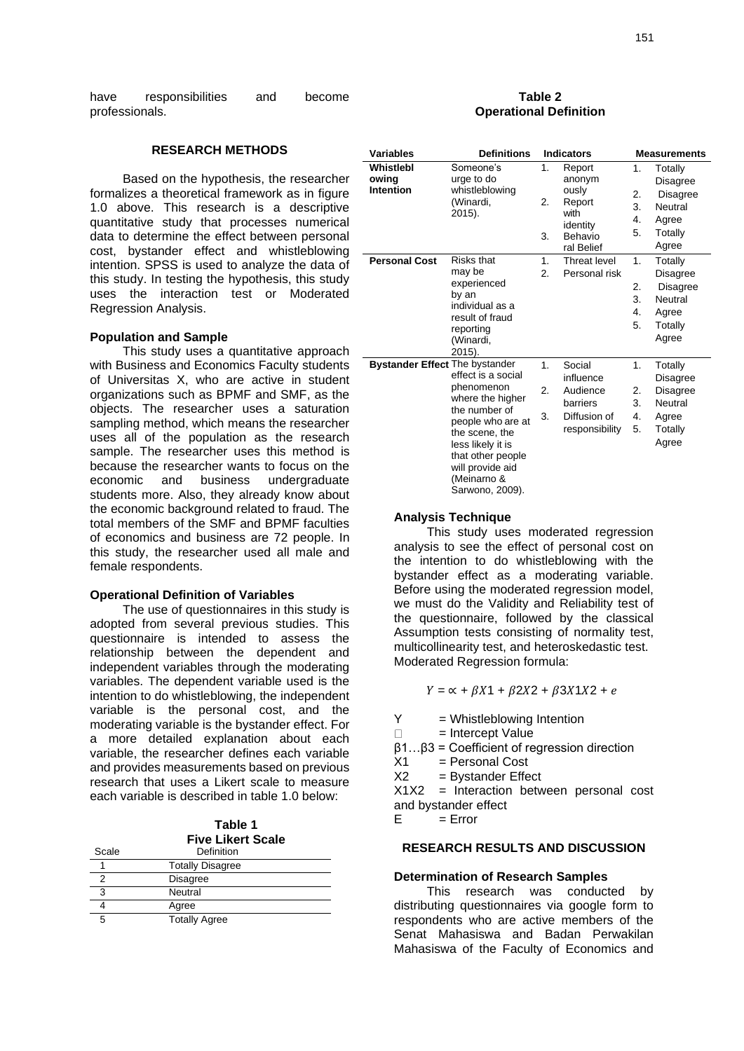have responsibilities and become professionals.

## RESEARCH METHODS

Based on the hypothesis, the researcher formalizes a theoretical framework as in figure 1.0 above. This research is a descriptive quantitative study that processes numerical data to determine the effect between personal cost, bystander effect and whistleblowing intention. SPSS is used to analyze the data of this study. In testing the hypothesis, this study uses the interaction test or Moderated Regression Analysis.

### Population and Sample

This study uses a quantitative approach with Business and Economics Faculty students of Universitas X, who are active in student organizations such as BPMF and SMF, as the objects. The researcher uses a saturation sampling method, which means the researcher uses all of the population as the research sample. The researcher uses this method is because the researcher wants to focus on the economic and business undergraduate students more. Also, they already know about the economic background related to fraud. The total members of the SMF and BPMF faculties of economics and business are 72 people. In this study, the researcher used all male and female respondents.

### Operational Definition of Variables

The use of questionnaires in this study is adopted from several previous studies. This questionnaire is intended to assess the relationship between the dependent and independent variables through the moderating variables. The dependent variable used is the intention to do whistleblowing, the independent variable is the personal cost, and the moderating variable is the bystander effect. For a more detailed explanation about each variable, the researcher defines each variable and provides measurements based on previous research that uses a Likert scale to measure each variable is described in table 1.0 below:

**Table 1**
**Five Likert Scale**

| Scale | Definition |
|---|---|
| 1 | Totally Disagree |
| 2 | Disagree |
| 3 | Neutral |
| 4 | Agree |
| 5 | Totally Agree |

**Table 2**
**Operational Definition**

| Variables | Definitions | Indicators | Measurements |
|---|---|---|---|
| **Whistleblowing Intention** | Someone's urge to do whistleblowing (Winardi, 2015). | 1. Report anonymously<br>2. Report with identity<br>3. Behavioral Belief | 1. Totally Disagree<br>2. Disagree<br>3. Neutral<br>4. Agree<br>5. Totally Agree |
| **Personal Cost** | Risks that may be experienced by an individual as a result of fraud reporting (Winardi, 2015). | 1. Threat level<br>2. Personal risk | 1. Totally Disagree<br>2. Disagree<br>3. Neutral<br>4. Agree<br>5. Totally Agree |
| **Bystander Effect** | The bystander effect is a social phenomenon where the higher the number of people who are at the scene, the less likely it is that other people will provide aid (Meinarno & Sarwono, 2009). | 1. Social influence<br>2. Audience barriers<br>3. Diffusion of responsibility | 1. Totally Disagree<br>2. Disagree<br>3. Neutral<br>4. Agree<br>5. Totally Agree |

### Analysis Technique

This study uses moderated regression analysis to see the effect of personal cost on the intention to do whistleblowing with the bystander effect as a moderating variable. Before using the moderated regression model, we must do the Validity and Reliability test of the questionnaire, followed by the classical Assumption tests consisting of normality test, multicollinearity test, and heteroskedastic test. Moderated Regression formula:

$$Y = \propto + \beta X1 + \beta 2X2 + \beta 3X1X2 + e$$

Y = Whistleblowing Intention
$\propto$ = Intercept Value
$\beta 1 \ldots \beta 3$ = Coefficient of regression direction
X1 = Personal Cost
X2 = Bystander Effect
X1X2 = Interaction between personal cost and bystander effect
E = Error

## RESEARCH RESULTS AND DISCUSSION

### Determination of Research Samples

This research was conducted by distributing questionnaires via google form to respondents who are active members of the Senat Mahasiswa and Badan Perwakilan Mahasiswa of the Faculty of Economics and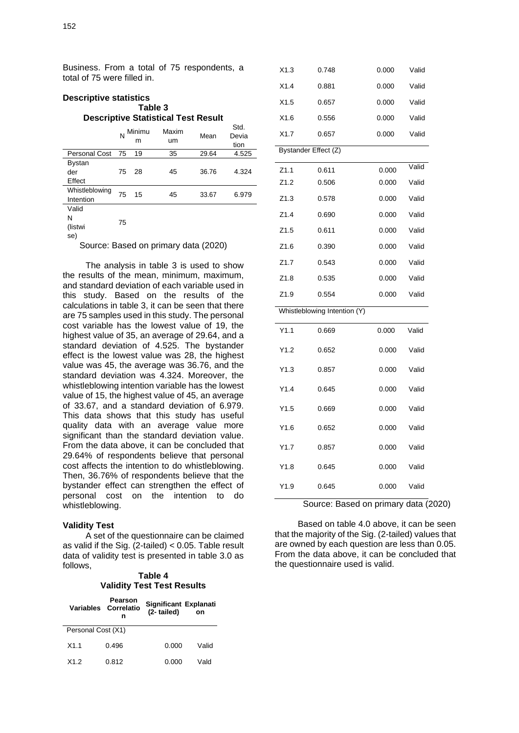Business. From a total of 75 respondents, a total of 75 were filled in.

**Descriptive statistics**

**Table 3**
**Descriptive Statistical Test Result**

| | N | Minimum | Maximum | Mean | Std. Deviation |
|---|---|---|---|---|---|
| Personal Cost | 75 | 19 | 35 | 29.64 | 4.525 |
| Bystander Effect | 75 | 28 | 45 | 36.76 | 4.324 |
| Whistleblowing Intention | 75 | 15 | 45 | 33.67 | 6.979 |
| Valid N (listwise) | 75 | | | | |

Source: Based on primary data (2020)

The analysis in table 3 is used to show the results of the mean, minimum, maximum, and standard deviation of each variable used in this study. Based on the results of the calculations in table 3, it can be seen that there are 75 samples used in this study. The personal cost variable has the lowest value of 19, the highest value of 35, an average of 29.64, and a standard deviation of 4.525. The bystander effect is the lowest value was 28, the highest value was 45, the average was 36.76, and the standard deviation was 4.324. Moreover, the whistleblowing intention variable has the lowest value of 15, the highest value of 45, an average of 33.67, and a standard deviation of 6.979. This data shows that this study has useful quality data with an average value more significant than the standard deviation value. From the data above, it can be concluded that 29.64% of respondents believe that personal cost affects the intention to do whistleblowing. Then, 36.76% of respondents believe that the bystander effect can strengthen the effect of personal cost on the intention to do whistleblowing.

**Validity Test**

A set of the questionnaire can be claimed as valid if the Sig. (2-tailed) < 0.05. Table result data of validity test is presented in table 3.0 as follows,

**Table 4**
**Validity Test Test Results**

| Variables | Pearson Correlation | Significant (2- tailed) | Explanation |
|---|---|---|---|
| Personal Cost (X1) | | | |
| X1.1 | 0.496 | 0.000 | Valid |
| X1.2 | 0.812 | 0.000 | Vald |
| X1.3 | 0.748 | 0.000 | Valid |
| X1.4 | 0.881 | 0.000 | Valid |
| X1.5 | 0.657 | 0.000 | Valid |
| X1.6 | 0.556 | 0.000 | Valid |
| X1.7 | 0.657 | 0.000 | Valid |
| Bystander Effect (Z) | | | |
| Z1.1 | 0.611 | 0.000 | Valid |
| Z1.2 | 0.506 | 0.000 | Valid |
| Z1.3 | 0.578 | 0.000 | Valid |
| Z1.4 | 0.690 | 0.000 | Valid |
| Z1.5 | 0.611 | 0.000 | Valid |
| Z1.6 | 0.390 | 0.000 | Valid |
| Z1.7 | 0.543 | 0.000 | Valid |
| Z1.8 | 0.535 | 0.000 | Valid |
| Z1.9 | 0.554 | 0.000 | Valid |
| Whistleblowing Intention (Y) | | | |
| Y1.1 | 0.669 | 0.000 | Valid |
| Y1.2 | 0.652 | 0.000 | Valid |
| Y1.3 | 0.857 | 0.000 | Valid |
| Y1.4 | 0.645 | 0.000 | Valid |
| Y1.5 | 0.669 | 0.000 | Valid |
| Y1.6 | 0.652 | 0.000 | Valid |
| Y1.7 | 0.857 | 0.000 | Valid |
| Y1.8 | 0.645 | 0.000 | Valid |
| Y1.9 | 0.645 | 0.000 | Valid |

Source: Based on primary data (2020)

Based on table 4.0 above, it can be seen that the majority of the Sig. (2-tailed) values that are owned by each question are less than 0.05. From the data above, it can be concluded that the questionnaire used is valid.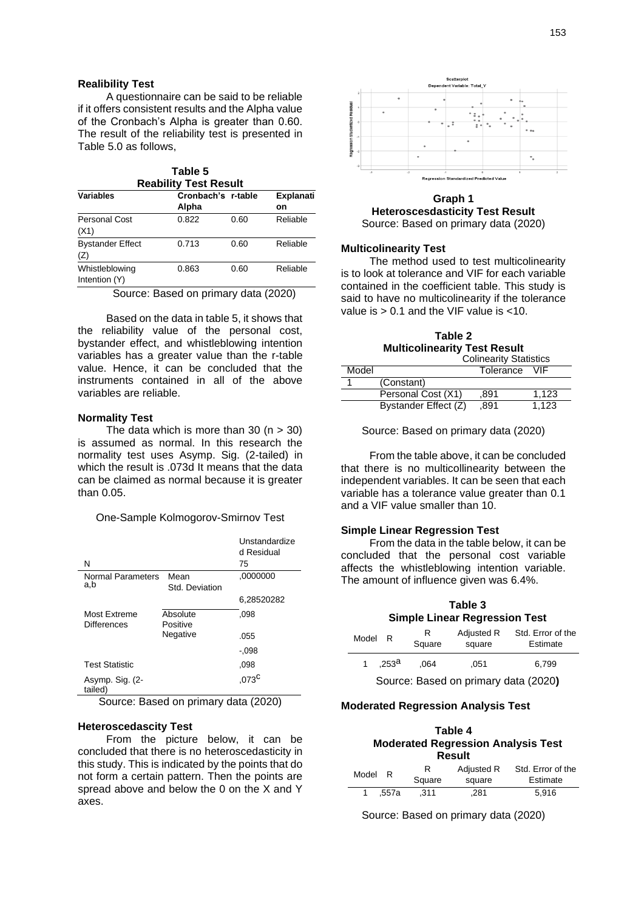**Realibility Test**

A questionnaire can be said to be reliable if it offers consistent results and the Alpha value of the Cronbach's Alpha is greater than 0.60. The result of the reliability test is presented in Table 5.0 as follows,

**Table 5**
**Reability Test Result**

| Variables | Cronbach's Alpha | r-table | Explanation |
|---|---|---|---|
| Personal Cost (X1) | 0.822 | 0.60 | Reliable |
| Bystander Effect (Z) | 0.713 | 0.60 | Reliable |
| Whistleblowing Intention (Y) | 0.863 | 0.60 | Reliable |

Source: Based on primary data (2020)

Based on the data in table 5, it shows that the reliability value of the personal cost, bystander effect, and whistleblowing intention variables has a greater value than the r-table value. Hence, it can be concluded that the instruments contained in all of the above variables are reliable.

**Normality Test**

The data which is more than 30 (n > 30) is assumed as normal. In this research the normality test uses Asymp. Sig. (2-tailed) in which the result is .073d It means that the data can be claimed as normal because it is greater than 0.05.

One-Sample Kolmogorov-Smirnov Test

| | | Unstandardized Residual |
|---|---|---|
| N | | 75 |
| Normal Parameters a,b | Mean | ,0000000 |
| | Std. Deviation | 6,28520282 |
| Most Extreme Differences | Absolute | ,098 |
| | Positive | .055 |
| | Negative | -,098 |
| Test Statistic | | ,098 |
| Asymp. Sig. (2-tailed) | | ,073c |

Source: Based on primary data (2020)

**Heteroscedascity Test**

From the picture below, it can be concluded that there is no heteroscedasticity in this study. This is indicated by the points that do not form a certain pattern. Then the points are spread above and below the 0 on the X and Y axes.

**Graph 1**
**Heteroscesdasticity Test Result**
Source: Based on primary data (2020)

**Multicolinearity Test**

The method used to test multicolinearity is to look at tolerance and VIF for each variable contained in the coefficient table. This study is said to have no multicolinearity if the tolerance value is > 0.1 and the VIF value is <10.

**Table 2**
**Multicolinearity Test Result**

| Model | | Colinearity Statistics | |
|---|---|---|---|
| | | Tolerance | VIF |
| 1 | (Constant) | | |
| | Personal Cost (X1) | ,891 | 1,123 |
| | Bystander Effect (Z) | ,891 | 1,123 |

Source: Based on primary data (2020)

From the table above, it can be concluded that there is no multicollinearity between the independent variables. It can be seen that each variable has a tolerance value greater than 0.1 and a VIF value smaller than 10.

**Simple Linear Regression Test**

From the data in the table below, it can be concluded that the personal cost variable affects the whistleblowing intention variable. The amount of influence given was 6.4%.

**Table 3**
**Simple Linear Regression Test**

| Model | R | R Square | Adjusted R square | Std. Error of the Estimate |
|---|---|---|---|---|
| 1 | ,253a | ,064 | ,051 | 6,799 |

Source: Based on primary data (2020)

**Moderated Regression Analysis Test**

**Table 4**
**Moderated Regression Analysis Test Result**

| Model | R | R Square | Adjusted R square | Std. Error of the Estimate |
|---|---|---|---|---|
| 1 | ,557a | ,311 | ,281 | 5,916 |

Source: Based on primary data (2020)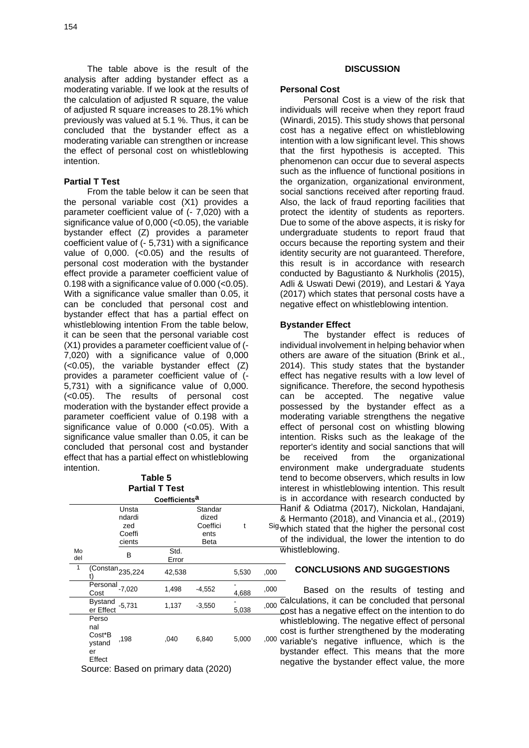The table above is the result of the analysis after adding bystander effect as a moderating variable. If we look at the results of the calculation of adjusted R square, the value of adjusted R square increases to 28.1% which previously was valued at 5.1 %. Thus, it can be concluded that the bystander effect as a moderating variable can strengthen or increase the effect of personal cost on whistleblowing intention.

**Partial T Test**

From the table below it can be seen that the personal variable cost (X1) provides a parameter coefficient value of (- 7,020) with a significance value of 0,000 (<0.05), the variable bystander effect (Z) provides a parameter coefficient value of (- 5,731) with a significance value of 0,000. (<0.05) and the results of personal cost moderation with the bystander effect provide a parameter coefficient value of 0.198 with a significance value of 0.000 (<0.05). With a significance value smaller than 0.05, it can be concluded that personal cost and bystander effect that has a partial effect on whistleblowing intention From the table below, it can be seen that the personal variable cost (X1) provides a parameter coefficient value of (- 7,020) with a significance value of 0,000 (<0.05), the variable bystander effect (Z) provides a parameter coefficient value of (- 5,731) with a significance value of 0,000. (<0.05). The results of personal cost moderation with the bystander effect provide a parameter coefficient value of 0.198 with a significance value of 0.000 (<0.05). With a significance value smaller than 0.05, it can be concluded that personal cost and bystander effect that has a partial effect on whistleblowing intention.

**Table 5**
**Partial T Test**

Coefficients[a]

| Model | | Unstandardized Coefficients | | Standardized Coefficients | t | Sig. |
|---|---|---|---|---|---|---|
| | | B | Std. Error | Beta | | |
| 1 | (Constant) | 235,224 | 42,538 | | 5,530 | ,000 |
| | Personal Cost | -7,020 | 1,498 | -4,552 | -4,688 | ,000 |
| | Bystander Effect | -5,731 | 1,137 | -3,550 | -5,038 | ,000 |
| | Personal Cost*Bystander Effect | ,198 | ,040 | 6,840 | 5,000 | ,000 |

Source: Based on primary data (2020)

## DISCUSSION

**Personal Cost**

Personal Cost is a view of the risk that individuals will receive when they report fraud (Winardi, 2015). This study shows that personal cost has a negative effect on whistleblowing intention with a low significant level. This shows that the first hypothesis is accepted. This phenomenon can occur due to several aspects such as the influence of functional positions in the organization, organizational environment, social sanctions received after reporting fraud. Also, the lack of fraud reporting facilities that protect the identity of students as reporters. Due to some of the above aspects, it is risky for undergraduate students to report fraud that occurs because the reporting system and their identity security are not guaranteed. Therefore, this result is in accordance with research conducted by Bagustianto & Nurkholis (2015), Adli & Uswati Dewi (2019), and Lestari & Yaya (2017) which states that personal costs have a negative effect on whistleblowing intention.

**Bystander Effect**

The bystander effect is reduces of individual involvement in helping behavior when others are aware of the situation (Brink et al., 2014). This study states that the bystander effect has negative results with a low level of significance. Therefore, the second hypothesis can be accepted. The negative value possessed by the bystander effect as a moderating variable strengthens the negative effect of personal cost on whistling blowing intention. Risks such as the leakage of the reporter's identity and social sanctions that will be received from the organizational environment make undergraduate students tend to become observers, which results in low interest in whistleblowing intention. This result is in accordance with research conducted by Hanif & Odiatma (2017), Nickolan, Handajani, & Hermanto (2018), and Vinancia et al., (2019) which stated that the higher the personal cost of the individual, the lower the intention to do whistleblowing.

## CONCLUSIONS AND SUGGESTIONS

Based on the results of testing and calculations, it can be concluded that personal cost has a negative effect on the intention to do whistleblowing. The negative effect of personal cost is further strengthened by the moderating variable's negative influence, which is the bystander effect. This means that the more negative the bystander effect value, the more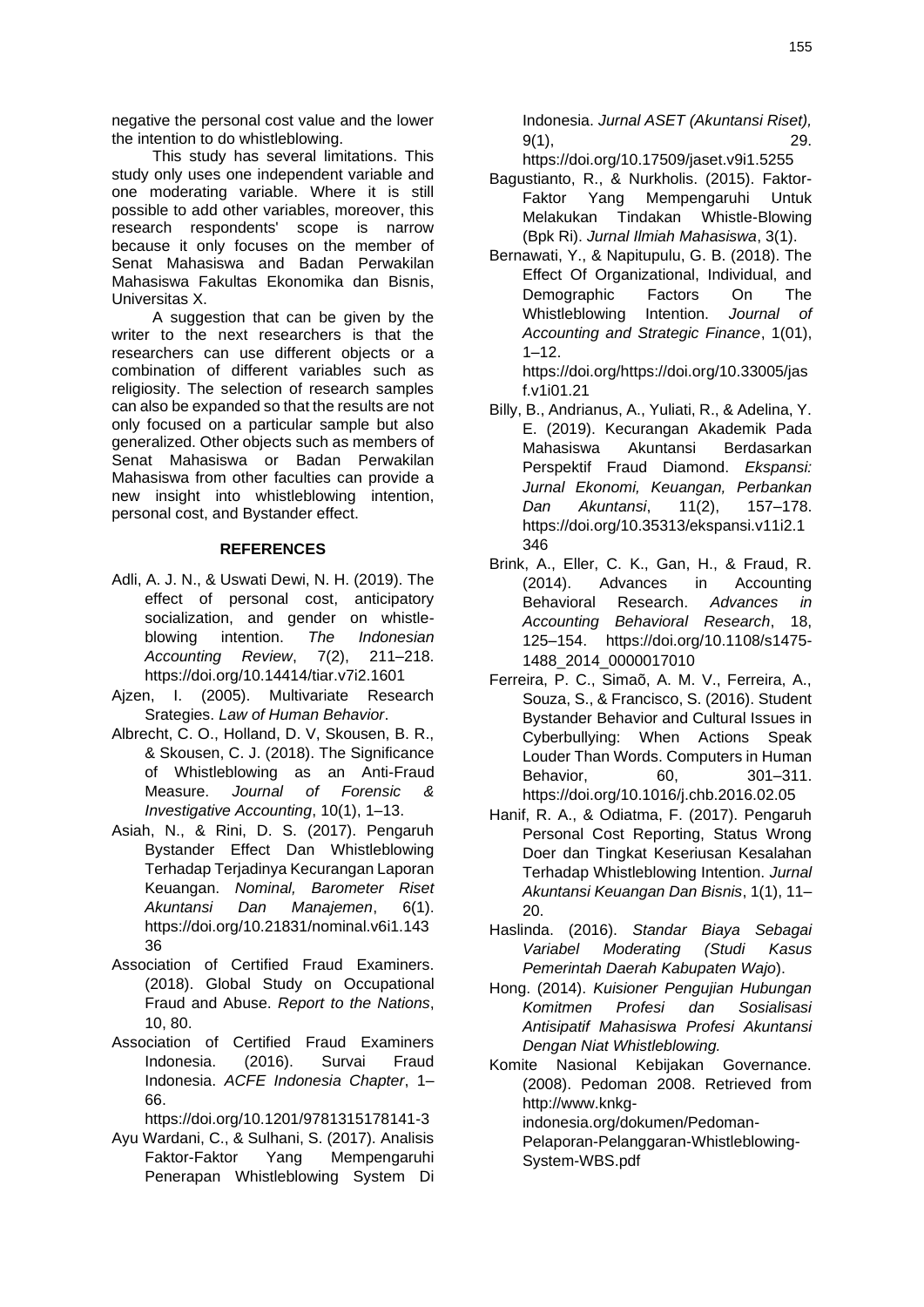negative the personal cost value and the lower the intention to do whistleblowing.

This study has several limitations. This study only uses one independent variable and one moderating variable. Where it is still possible to add other variables, moreover, this research respondents' scope is narrow because it only focuses on the member of Senat Mahasiswa and Badan Perwakilan Mahasiswa Fakultas Ekonomika dan Bisnis, Universitas X.

A suggestion that can be given by the writer to the next researchers is that the researchers can use different objects or a combination of different variables such as religiosity. The selection of research samples can also be expanded so that the results are not only focused on a particular sample but also generalized. Other objects such as members of Senat Mahasiswa or Badan Perwakilan Mahasiswa from other faculties can provide a new insight into whistleblowing intention, personal cost, and Bystander effect.

## REFERENCES

Adli, A. J. N., & Uswati Dewi, N. H. (2019). The effect of personal cost, anticipatory socialization, and gender on whistle-blowing intention. *The Indonesian Accounting Review*, 7(2), 211–218. https://doi.org/10.14414/tiar.v7i2.1601

Ajzen, I. (2005). Multivariate Research Srategies. *Law of Human Behavior*.

Albrecht, C. O., Holland, D. V, Skousen, B. R., & Skousen, C. J. (2018). The Significance of Whistleblowing as an Anti-Fraud Measure. *Journal of Forensic & Investigative Accounting*, 10(1), 1–13.

Asiah, N., & Rini, D. S. (2017). Pengaruh Bystander Effect Dan Whistleblowing Terhadap Terjadinya Kecurangan Laporan Keuangan. *Nominal, Barometer Riset Akuntansi Dan Manajemen*, 6(1). https://doi.org/10.21831/nominal.v6i1.14336

Association of Certified Fraud Examiners. (2018). Global Study on Occupational Fraud and Abuse. *Report to the Nations*, 10, 80.

Association of Certified Fraud Examiners Indonesia. (2016). Survai Fraud Indonesia. *ACFE Indonesia Chapter*, 1–66. https://doi.org/10.1201/9781315178141-3

Ayu Wardani, C., & Sulhani, S. (2017). Analisis Faktor-Faktor Yang Mempengaruhi Penerapan Whistleblowing System Di Indonesia. *Jurnal ASET (Akuntansi Riset)*, 9(1), 29. https://doi.org/10.17509/jaset.v9i1.5255

Bagustianto, R., & Nurkholis. (2015). Faktor-Faktor Yang Mempengaruhi Untuk Melakukan Tindakan Whistle-Blowing (Bpk Ri). *Jurnal Ilmiah Mahasiswa*, 3(1).

Bernawati, Y., & Napitupulu, G. B. (2018). The Effect Of Organizational, Individual, and Demographic Factors On The Whistleblowing Intention. *Journal of Accounting and Strategic Finance*, 1(01), 1–12. https://doi.org/https://doi.org/10.33005/jasf.v1i01.21

Billy, B., Andrianus, A., Yuliati, R., & Adelina, Y. E. (2019). Kecurangan Akademik Pada Mahasiswa Akuntansi Berdasarkan Perspektif Fraud Diamond. *Ekspansi: Jurnal Ekonomi, Keuangan, Perbankan Dan Akuntansi*, 11(2), 157–178. https://doi.org/10.35313/ekspansi.v11i2.1346

Brink, A., Eller, C. K., Gan, H., & Fraud, R. (2014). Advances in Accounting Behavioral Research. *Advances in Accounting Behavioral Research*, 18, 125–154. https://doi.org/10.1108/s1475-1488_2014_0000017010

Ferreira, P. C., Simaõ, A. M. V., Ferreira, A., Souza, S., & Francisco, S. (2016). Student Bystander Behavior and Cultural Issues in Cyberbullying: When Actions Speak Louder Than Words. Computers in Human Behavior, 60, 301–311. https://doi.org/10.1016/j.chb.2016.02.05

Hanif, R. A., & Odiatma, F. (2017). Pengaruh Personal Cost Reporting, Status Wrong Doer dan Tingkat Keseriusan Kesalahan Terhadap Whistleblowing Intention. *Jurnal Akuntansi Keuangan Dan Bisnis*, 1(1), 11–20.

Haslinda. (2016). *Standar Biaya Sebagai Variabel Moderating (Studi Kasus Pemerintah Daerah Kabupaten Wajo*).

Hong. (2014). *Kuisioner Pengujian Hubungan Komitmen Profesi dan Sosialisasi Antisipatif Mahasiswa Profesi Akuntansi Dengan Niat Whistleblowing.*

Komite Nasional Kebijakan Governance. (2008). Pedoman 2008. Retrieved from http://www.knkg-indonesia.org/dokumen/Pedoman-Pelaporan-Pelanggaran-Whistleblowing-System-WBS.pdf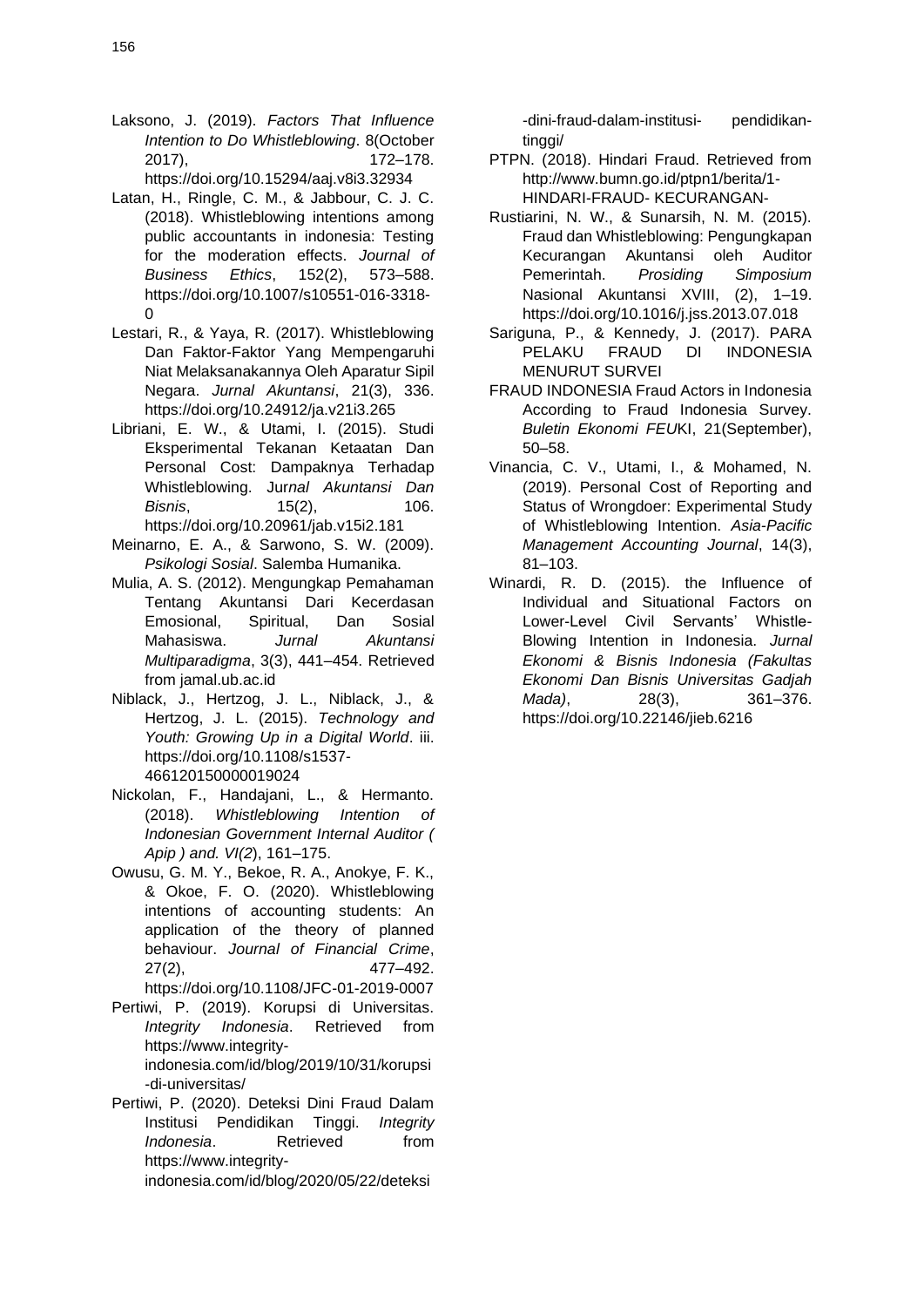Laksono, J. (2019). *Factors That Influence Intention to Do Whistleblowing*. 8(October 2017), 172–178. https://doi.org/10.15294/aaj.v8i3.32934

Latan, H., Ringle, C. M., & Jabbour, C. J. C. (2018). Whistleblowing intentions among public accountants in indonesia: Testing for the moderation effects. *Journal of Business Ethics*, 152(2), 573–588. https://doi.org/10.1007/s10551-016-3318-0

Lestari, R., & Yaya, R. (2017). Whistleblowing Dan Faktor-Faktor Yang Mempengaruhi Niat Melaksanakannya Oleh Aparatur Sipil Negara. *Jurnal Akuntansi*, 21(3), 336. https://doi.org/10.24912/ja.v21i3.265

Libriani, E. W., & Utami, I. (2015). Studi Eksperimental Tekanan Ketaatan Dan Personal Cost: Dampaknya Terhadap Whistleblowing. Ju*rnal Akuntansi Dan Bisnis*, 15(2), 106. https://doi.org/10.20961/jab.v15i2.181

Meinarno, E. A., & Sarwono, S. W. (2009). *Psikologi Sosial*. Salemba Humanika.

Mulia, A. S. (2012). Mengungkap Pemahaman Tentang Akuntansi Dari Kecerdasan Emosional, Spiritual, Dan Sosial Mahasiswa. *Jurnal Akuntansi Multiparadigma*, 3(3), 441–454. Retrieved from jamal.ub.ac.id

Niblack, J., Hertzog, J. L., Niblack, J., & Hertzog, J. L. (2015). *Technology and Youth: Growing Up in a Digital World*. iii. https://doi.org/10.1108/s1537-466120150000019024

Nickolan, F., Handajani, L., & Hermanto. (2018). *Whistleblowing Intention of Indonesian Government Internal Auditor ( Apip ) and. VI(2*), 161–175.

Owusu, G. M. Y., Bekoe, R. A., Anokye, F. K., & Okoe, F. O. (2020). Whistleblowing intentions of accounting students: An application of the theory of planned behaviour. *Journal of Financial Crime*, 27(2), 477–492. https://doi.org/10.1108/JFC-01-2019-0007

Pertiwi, P. (2019). Korupsi di Universitas. *Integrity Indonesia*. Retrieved from https://www.integrity-indonesia.com/id/blog/2019/10/31/korupsi-di-universitas/

Pertiwi, P. (2020). Deteksi Dini Fraud Dalam Institusi Pendidikan Tinggi. *Integrity Indonesia*. Retrieved from https://www.integrity-indonesia.com/id/blog/2020/05/22/deteksi-dini-fraud-dalam-institusi- pendidikan-tinggi/

PTPN. (2018). Hindari Fraud. Retrieved from http://www.bumn.go.id/ptpn1/berita/1-HINDARI-FRAUD- KECURANGAN-

Rustiarini, N. W., & Sunarsih, N. M. (2015). Fraud dan Whistleblowing: Pengungkapan Kecurangan Akuntansi oleh Auditor Pemerintah. *Prosiding Simposium* Nasional Akuntansi XVIII, (2), 1–19. https://doi.org/10.1016/j.jss.2013.07.018

Sariguna, P., & Kennedy, J. (2017). PARA PELAKU FRAUD DI INDONESIA MENURUT SURVEI

FRAUD INDONESIA Fraud Actors in Indonesia According to Fraud Indonesia Survey. *Buletin Ekonomi FEU*KI, 21(September), 50–58.

Vinancia, C. V., Utami, I., & Mohamed, N. (2019). Personal Cost of Reporting and Status of Wrongdoer: Experimental Study of Whistleblowing Intention. *Asia-Pacific Management Accounting Journal*, 14(3), 81–103.

Winardi, R. D. (2015). the Influence of Individual and Situational Factors on Lower-Level Civil Servants' Whistle-Blowing Intention in Indonesia. *Jurnal Ekonomi & Bisnis Indonesia (Fakultas Ekonomi Dan Bisnis Universitas Gadjah Mada)*, 28(3), 361–376. https://doi.org/10.22146/jieb.6216